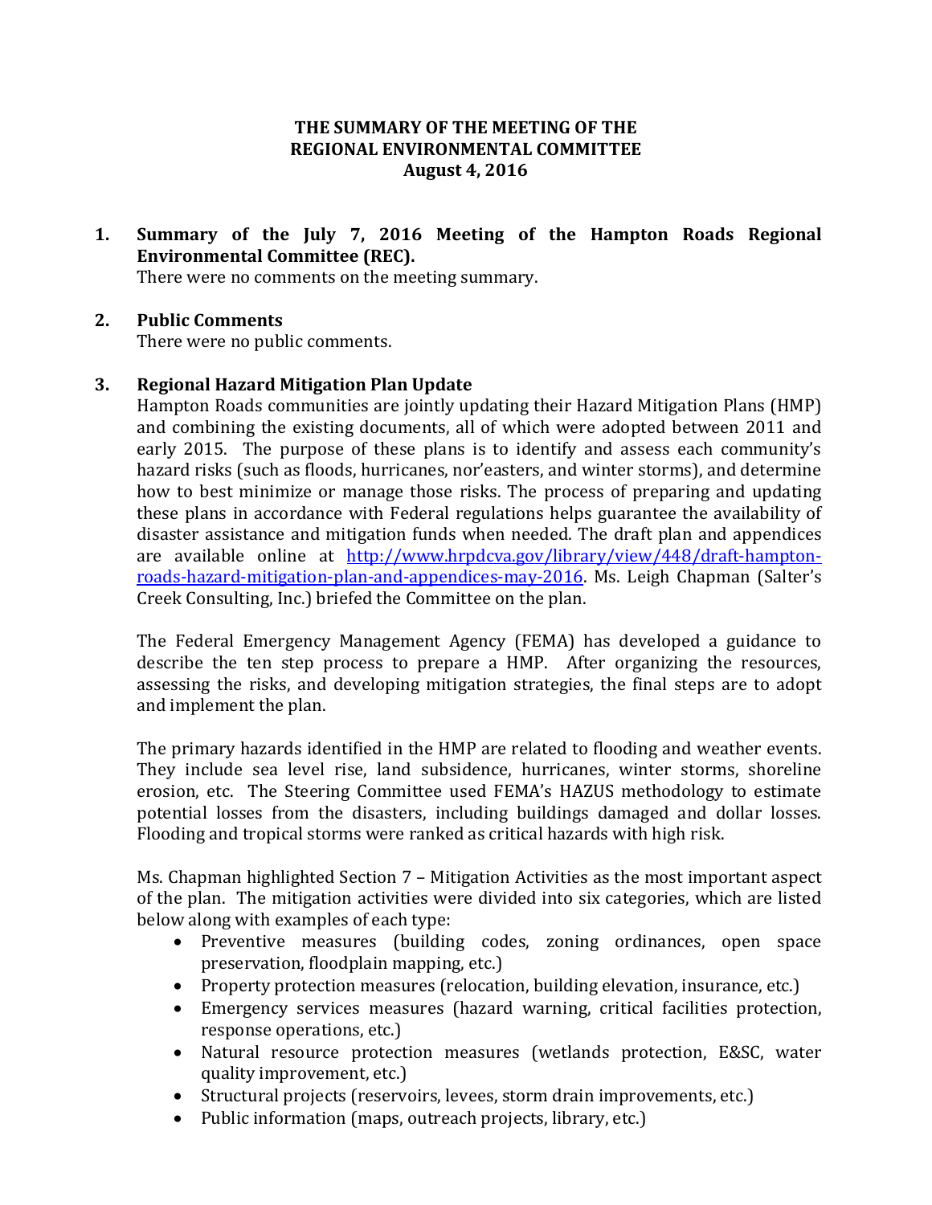# THE SUMMARY OF THE MEETING OF THE REGIONAL ENVIRONMENTAL COMMITTEE
## August 4, 2016

1. **Summary of the July 7, 2016 Meeting of the Hampton Roads Regional Environmental Committee (REC).**
   There were no comments on the meeting summary.

2. **Public Comments**
   There were no public comments.

3. **Regional Hazard Mitigation Plan Update**
   Hampton Roads communities are jointly updating their Hazard Mitigation Plans (HMP) and combining the existing documents, all of which were adopted between 2011 and early 2015. The purpose of these plans is to identify and assess each community's hazard risks (such as floods, hurricanes, nor'easters, and winter storms), and determine how to best minimize or manage those risks. The process of preparing and updating these plans in accordance with Federal regulations helps guarantee the availability of disaster assistance and mitigation funds when needed. The draft plan and appendices are available online at [http://www.hrpdcva.gov/library/view/448/draft-hampton-roads-hazard-mitigation-plan-and-appendices-may-2016](http://www.hrpdcva.gov/library/view/448/draft-hampton-roads-hazard-mitigation-plan-and-appendices-may-2016). Ms. Leigh Chapman (Salter's Creek Consulting, Inc.) briefed the Committee on the plan.

   The Federal Emergency Management Agency (FEMA) has developed a guidance to describe the ten step process to prepare a HMP. After organizing the resources, assessing the risks, and developing mitigation strategies, the final steps are to adopt and implement the plan.

   The primary hazards identified in the HMP are related to flooding and weather events. They include sea level rise, land subsidence, hurricanes, winter storms, shoreline erosion, etc. The Steering Committee used FEMA's HAZUS methodology to estimate potential losses from the disasters, including buildings damaged and dollar losses. Flooding and tropical storms were ranked as critical hazards with high risk.

   Ms. Chapman highlighted Section 7 – Mitigation Activities as the most important aspect of the plan. The mitigation activities were divided into six categories, which are listed below along with examples of each type:

   - Preventive measures (building codes, zoning ordinances, open space preservation, floodplain mapping, etc.)
   - Property protection measures (relocation, building elevation, insurance, etc.)
   - Emergency services measures (hazard warning, critical facilities protection, response operations, etc.)
   - Natural resource protection measures (wetlands protection, E&SC, water quality improvement, etc.)
   - Structural projects (reservoirs, levees, storm drain improvements, etc.)
   - Public information (maps, outreach projects, library, etc.)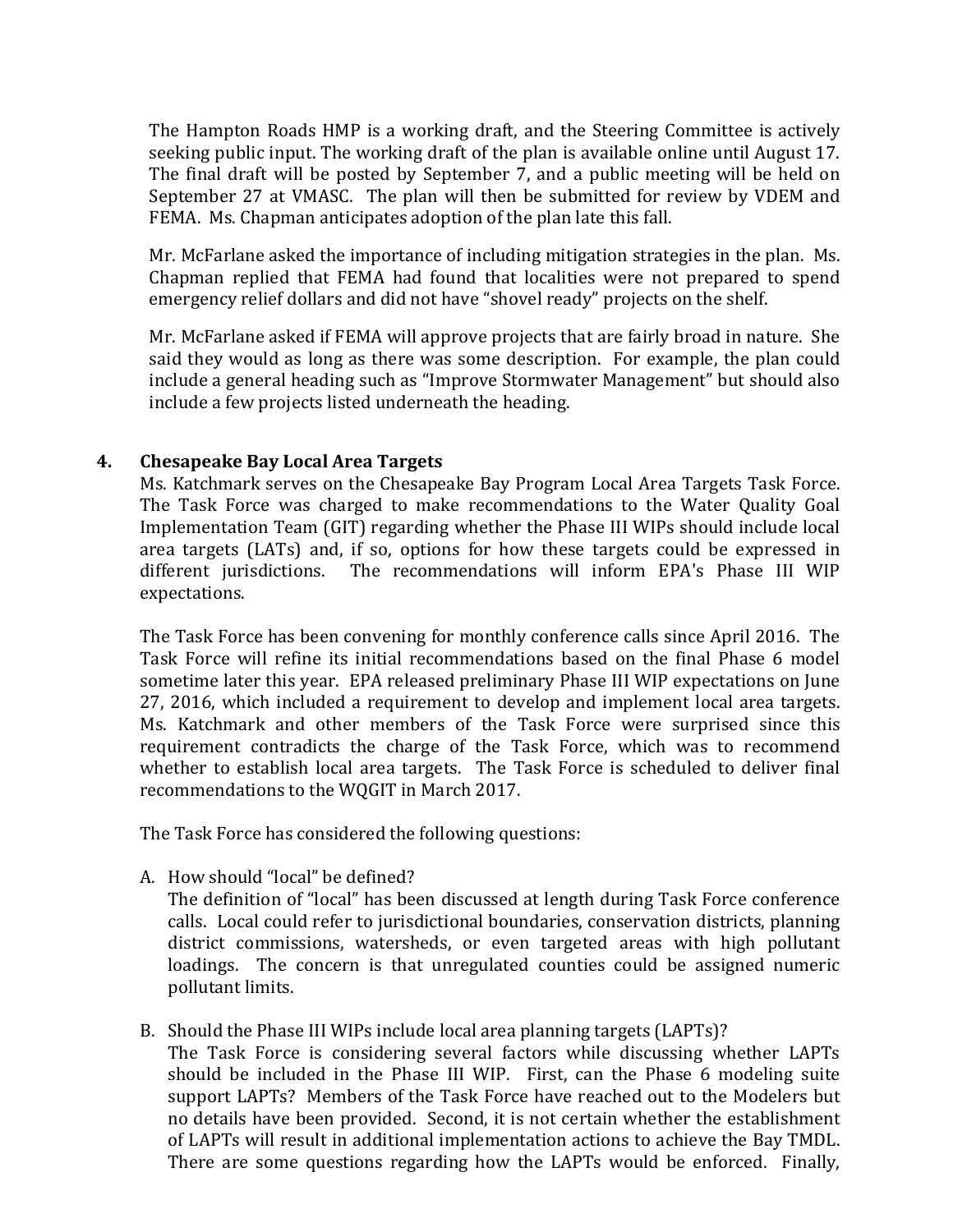The Hampton Roads HMP is a working draft, and the Steering Committee is actively seeking public input. The working draft of the plan is available online until August 17. The final draft will be posted by September 7, and a public meeting will be held on September 27 at VMASC. The plan will then be submitted for review by VDEM and FEMA. Ms. Chapman anticipates adoption of the plan late this fall.

Mr. McFarlane asked the importance of including mitigation strategies in the plan. Ms. Chapman replied that FEMA had found that localities were not prepared to spend emergency relief dollars and did not have "shovel ready" projects on the shelf.

Mr. McFarlane asked if FEMA will approve projects that are fairly broad in nature. She said they would as long as there was some description. For example, the plan could include a general heading such as "Improve Stormwater Management" but should also include a few projects listed underneath the heading.

## 4. Chesapeake Bay Local Area Targets

Ms. Katchmark serves on the Chesapeake Bay Program Local Area Targets Task Force. The Task Force was charged to make recommendations to the Water Quality Goal Implementation Team (GIT) regarding whether the Phase III WIPs should include local area targets (LATs) and, if so, options for how these targets could be expressed in different jurisdictions. The recommendations will inform EPA's Phase III WIP expectations.

The Task Force has been convening for monthly conference calls since April 2016. The Task Force will refine its initial recommendations based on the final Phase 6 model sometime later this year. EPA released preliminary Phase III WIP expectations on June 27, 2016, which included a requirement to develop and implement local area targets. Ms. Katchmark and other members of the Task Force were surprised since this requirement contradicts the charge of the Task Force, which was to recommend whether to establish local area targets. The Task Force is scheduled to deliver final recommendations to the WQGIT in March 2017.

The Task Force has considered the following questions:

A. How should "local" be defined?
   The definition of "local" has been discussed at length during Task Force conference calls. Local could refer to jurisdictional boundaries, conservation districts, planning district commissions, watersheds, or even targeted areas with high pollutant loadings. The concern is that unregulated counties could be assigned numeric pollutant limits.

B. Should the Phase III WIPs include local area planning targets (LAPTs)?
   The Task Force is considering several factors while discussing whether LAPTs should be included in the Phase III WIP. First, can the Phase 6 modeling suite support LAPTs? Members of the Task Force have reached out to the Modelers but no details have been provided. Second, it is not certain whether the establishment of LAPTs will result in additional implementation actions to achieve the Bay TMDL. There are some questions regarding how the LAPTs would be enforced. Finally,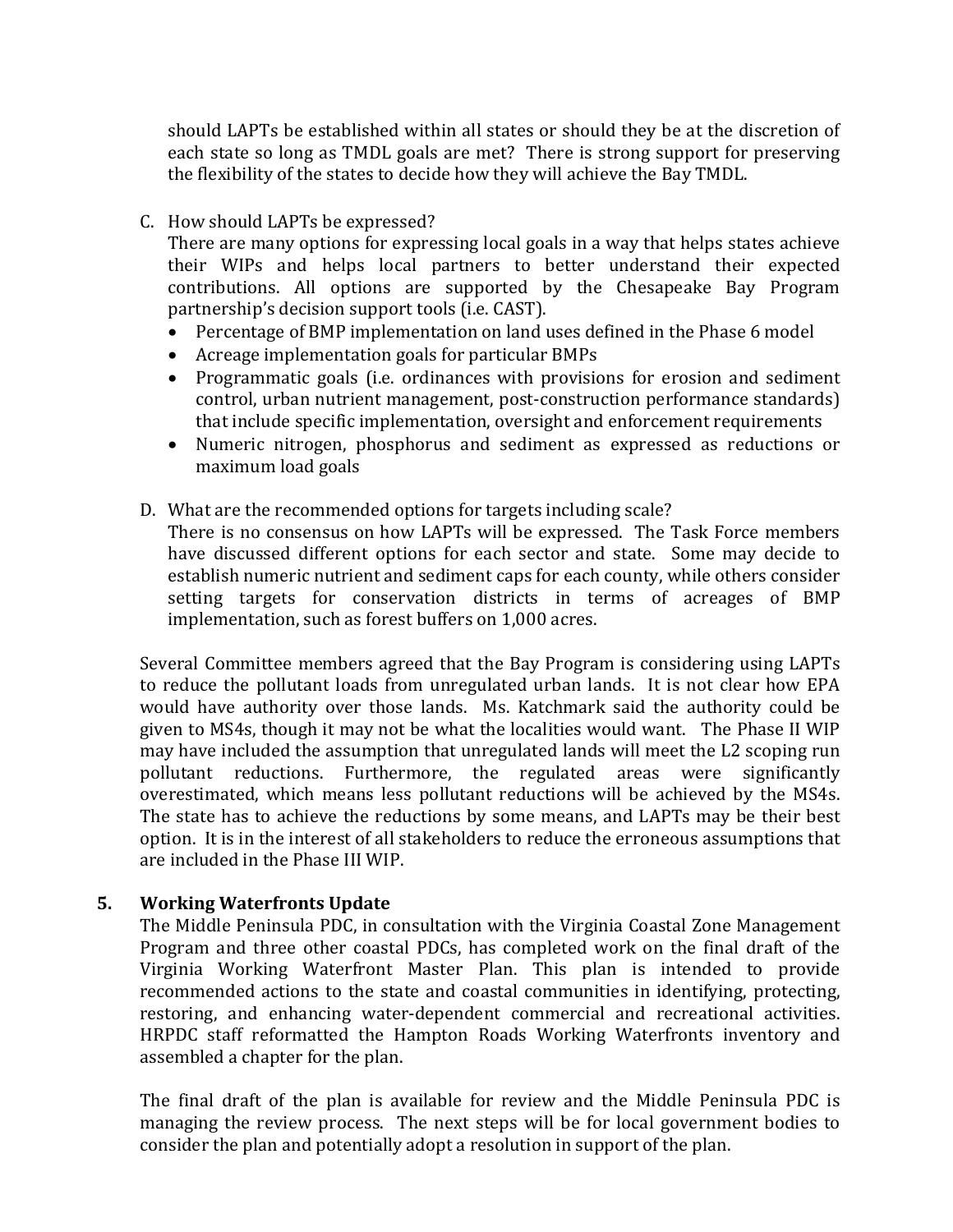should LAPTs be established within all states or should they be at the discretion of each state so long as TMDL goals are met? There is strong support for preserving the flexibility of the states to decide how they will achieve the Bay TMDL.

C. How should LAPTs be expressed?
   There are many options for expressing local goals in a way that helps states achieve their WIPs and helps local partners to better understand their expected contributions. All options are supported by the Chesapeake Bay Program partnership's decision support tools (i.e. CAST).
   - Percentage of BMP implementation on land uses defined in the Phase 6 model
   - Acreage implementation goals for particular BMPs
   - Programmatic goals (i.e. ordinances with provisions for erosion and sediment control, urban nutrient management, post-construction performance standards) that include specific implementation, oversight and enforcement requirements
   - Numeric nitrogen, phosphorus and sediment as expressed as reductions or maximum load goals

D. What are the recommended options for targets including scale?
   There is no consensus on how LAPTs will be expressed. The Task Force members have discussed different options for each sector and state. Some may decide to establish numeric nutrient and sediment caps for each county, while others consider setting targets for conservation districts in terms of acreages of BMP implementation, such as forest buffers on 1,000 acres.

Several Committee members agreed that the Bay Program is considering using LAPTs to reduce the pollutant loads from unregulated urban lands. It is not clear how EPA would have authority over those lands. Ms. Katchmark said the authority could be given to MS4s, though it may not be what the localities would want. The Phase II WIP may have included the assumption that unregulated lands will meet the L2 scoping run pollutant reductions. Furthermore, the regulated areas were significantly overestimated, which means less pollutant reductions will be achieved by the MS4s. The state has to achieve the reductions by some means, and LAPTs may be their best option. It is in the interest of all stakeholders to reduce the erroneous assumptions that are included in the Phase III WIP.

## 5. Working Waterfronts Update

The Middle Peninsula PDC, in consultation with the Virginia Coastal Zone Management Program and three other coastal PDCs, has completed work on the final draft of the Virginia Working Waterfront Master Plan. This plan is intended to provide recommended actions to the state and coastal communities in identifying, protecting, restoring, and enhancing water-dependent commercial and recreational activities. HRPDC staff reformatted the Hampton Roads Working Waterfronts inventory and assembled a chapter for the plan.

The final draft of the plan is available for review and the Middle Peninsula PDC is managing the review process. The next steps will be for local government bodies to consider the plan and potentially adopt a resolution in support of the plan.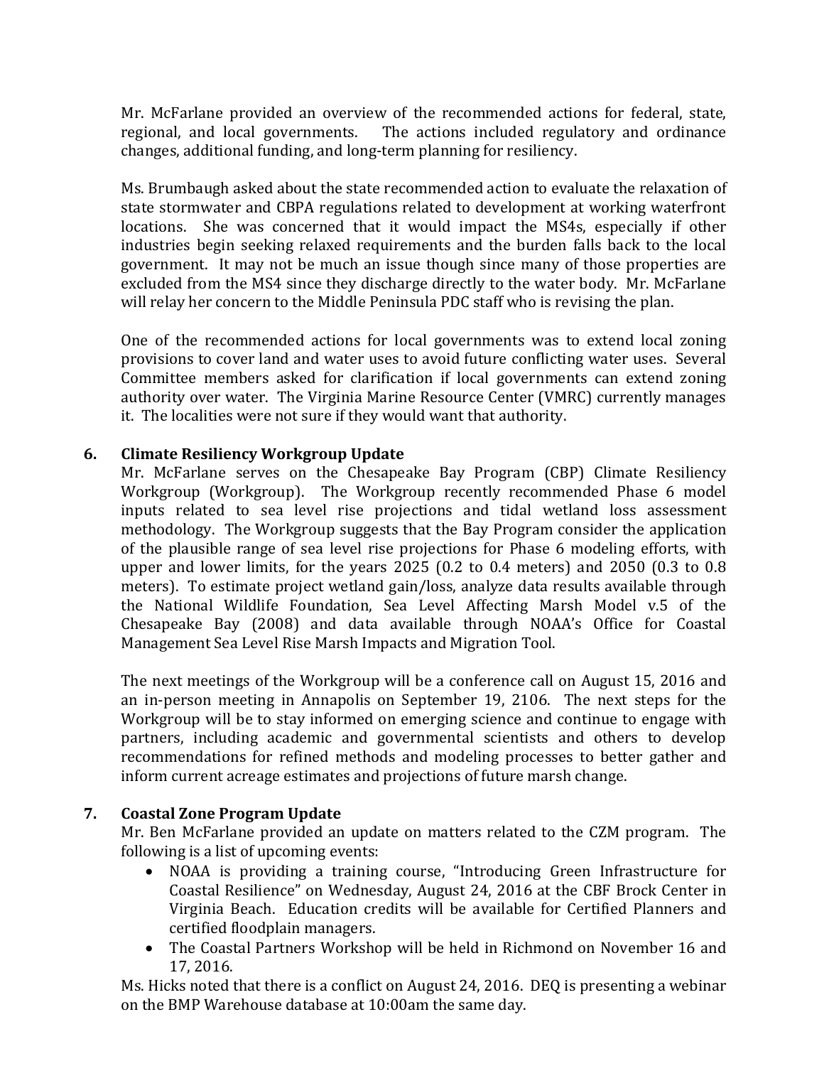Mr. McFarlane provided an overview of the recommended actions for federal, state, regional, and local governments. The actions included regulatory and ordinance changes, additional funding, and long-term planning for resiliency.

Ms. Brumbaugh asked about the state recommended action to evaluate the relaxation of state stormwater and CBPA regulations related to development at working waterfront locations. She was concerned that it would impact the MS4s, especially if other industries begin seeking relaxed requirements and the burden falls back to the local government. It may not be much an issue though since many of those properties are excluded from the MS4 since they discharge directly to the water body. Mr. McFarlane will relay her concern to the Middle Peninsula PDC staff who is revising the plan.

One of the recommended actions for local governments was to extend local zoning provisions to cover land and water uses to avoid future conflicting water uses. Several Committee members asked for clarification if local governments can extend zoning authority over water. The Virginia Marine Resource Center (VMRC) currently manages it. The localities were not sure if they would want that authority.

## 6. Climate Resiliency Workgroup Update

Mr. McFarlane serves on the Chesapeake Bay Program (CBP) Climate Resiliency Workgroup (Workgroup). The Workgroup recently recommended Phase 6 model inputs related to sea level rise projections and tidal wetland loss assessment methodology. The Workgroup suggests that the Bay Program consider the application of the plausible range of sea level rise projections for Phase 6 modeling efforts, with upper and lower limits, for the years 2025 (0.2 to 0.4 meters) and 2050 (0.3 to 0.8 meters). To estimate project wetland gain/loss, analyze data results available through the National Wildlife Foundation, Sea Level Affecting Marsh Model v.5 of the Chesapeake Bay (2008) and data available through NOAA's Office for Coastal Management Sea Level Rise Marsh Impacts and Migration Tool.

The next meetings of the Workgroup will be a conference call on August 15, 2016 and an in-person meeting in Annapolis on September 19, 2106. The next steps for the Workgroup will be to stay informed on emerging science and continue to engage with partners, including academic and governmental scientists and others to develop recommendations for refined methods and modeling processes to better gather and inform current acreage estimates and projections of future marsh change.

## 7. Coastal Zone Program Update

Mr. Ben McFarlane provided an update on matters related to the CZM program. The following is a list of upcoming events:

- NOAA is providing a training course, "Introducing Green Infrastructure for Coastal Resilience" on Wednesday, August 24, 2016 at the CBF Brock Center in Virginia Beach. Education credits will be available for Certified Planners and certified floodplain managers.
- The Coastal Partners Workshop will be held in Richmond on November 16 and 17, 2016.

Ms. Hicks noted that there is a conflict on August 24, 2016. DEQ is presenting a webinar on the BMP Warehouse database at 10:00am the same day.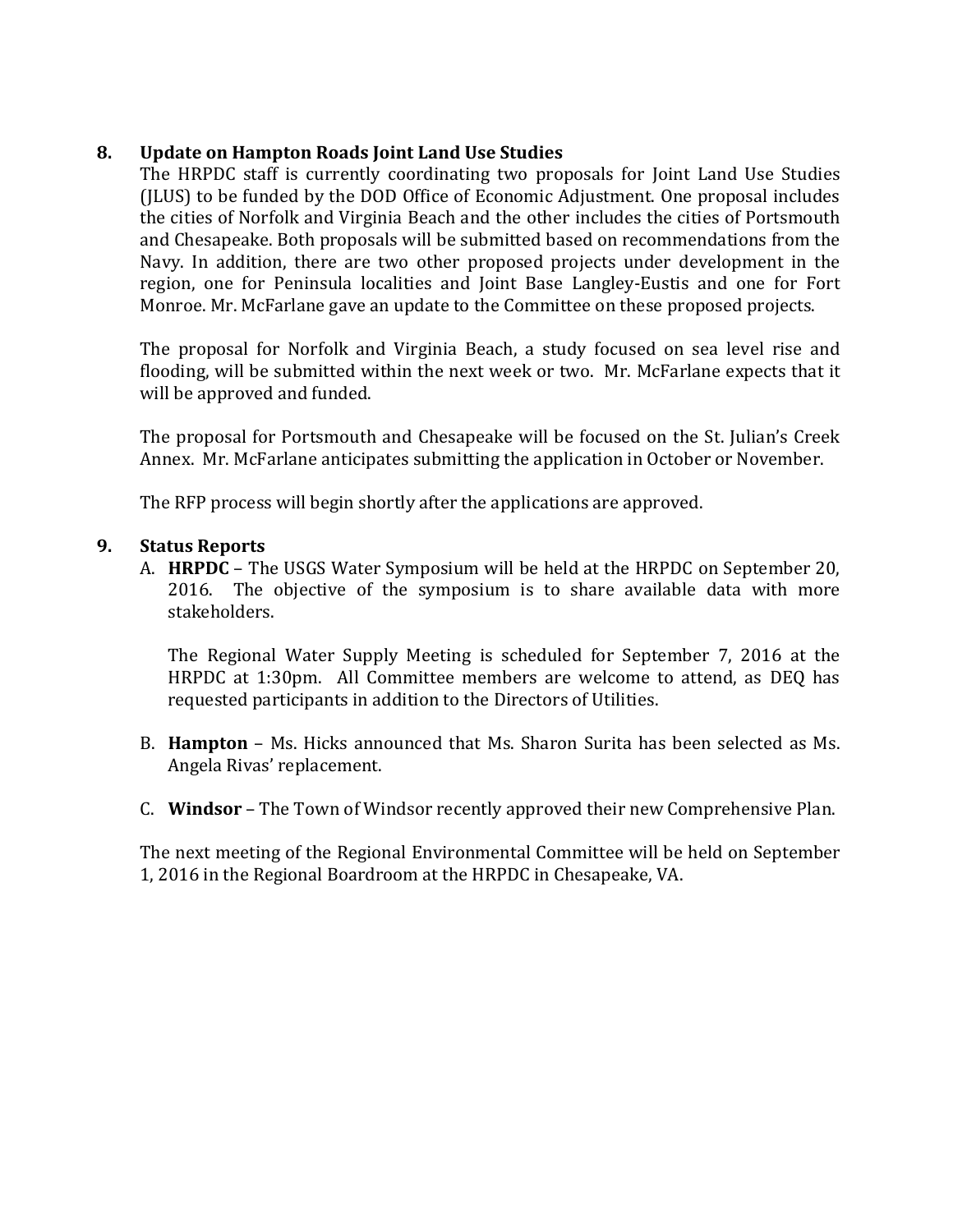**8. Update on Hampton Roads Joint Land Use Studies**

The HRPDC staff is currently coordinating two proposals for Joint Land Use Studies (JLUS) to be funded by the DOD Office of Economic Adjustment. One proposal includes the cities of Norfolk and Virginia Beach and the other includes the cities of Portsmouth and Chesapeake. Both proposals will be submitted based on recommendations from the Navy. In addition, there are two other proposed projects under development in the region, one for Peninsula localities and Joint Base Langley-Eustis and one for Fort Monroe. Mr. McFarlane gave an update to the Committee on these proposed projects.

The proposal for Norfolk and Virginia Beach, a study focused on sea level rise and flooding, will be submitted within the next week or two. Mr. McFarlane expects that it will be approved and funded.

The proposal for Portsmouth and Chesapeake will be focused on the St. Julian's Creek Annex. Mr. McFarlane anticipates submitting the application in October or November.

The RFP process will begin shortly after the applications are approved.

**9. Status Reports**

A. **HRPDC** – The USGS Water Symposium will be held at the HRPDC on September 20, 2016. The objective of the symposium is to share available data with more stakeholders.

The Regional Water Supply Meeting is scheduled for September 7, 2016 at the HRPDC at 1:30pm. All Committee members are welcome to attend, as DEQ has requested participants in addition to the Directors of Utilities.

B. **Hampton** – Ms. Hicks announced that Ms. Sharon Surita has been selected as Ms. Angela Rivas' replacement.

C. **Windsor** – The Town of Windsor recently approved their new Comprehensive Plan.

The next meeting of the Regional Environmental Committee will be held on September 1, 2016 in the Regional Boardroom at the HRPDC in Chesapeake, VA.